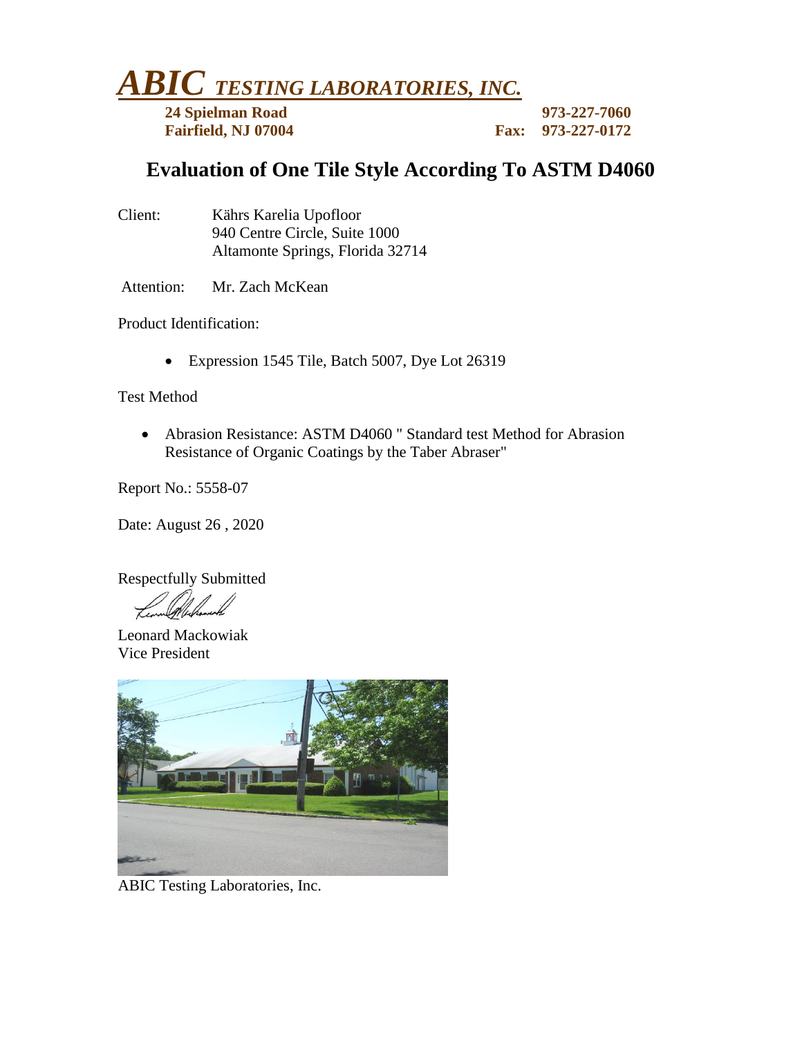# *ABIC TESTING LABORATORIES, INC.*

**24 Spielman Road** **973-227-7060**
**Fairfield, NJ 07004** **Fax: 973-227-0172**

## Evaluation of One Tile Style According To ASTM D4060

Client: Kährs Karelia Upofloor
940 Centre Circle, Suite 1000
Altamonte Springs, Florida 32714

Attention: Mr. Zach McKean

Product Identification:

- Expression 1545 Tile, Batch 5007, Dye Lot 26319

Test Method

- Abrasion Resistance: ASTM D4060 " Standard test Method for Abrasion Resistance of Organic Coatings by the Taber Abraser"

Report No.: 5558-07

Date: August 26 , 2020

Respectfully Submitted

Leonard Mackowiak
Vice President

ABIC Testing Laboratories, Inc.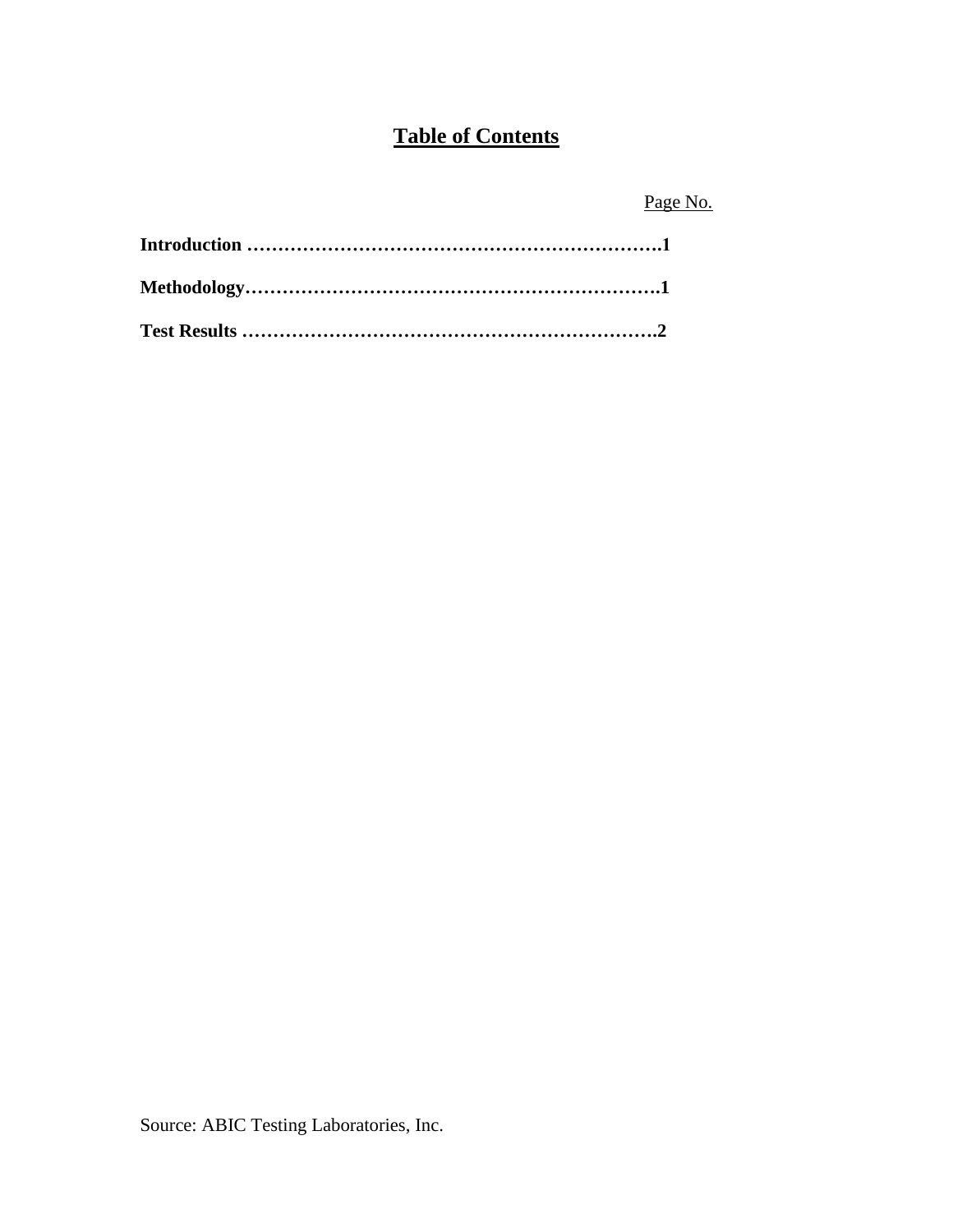# Table of Contents

| | Page No. |
|---|---|
| **Introduction** | **1** |
| **Methodology** | **1** |
| **Test Results** | **2** |

Source: ABIC Testing Laboratories, Inc.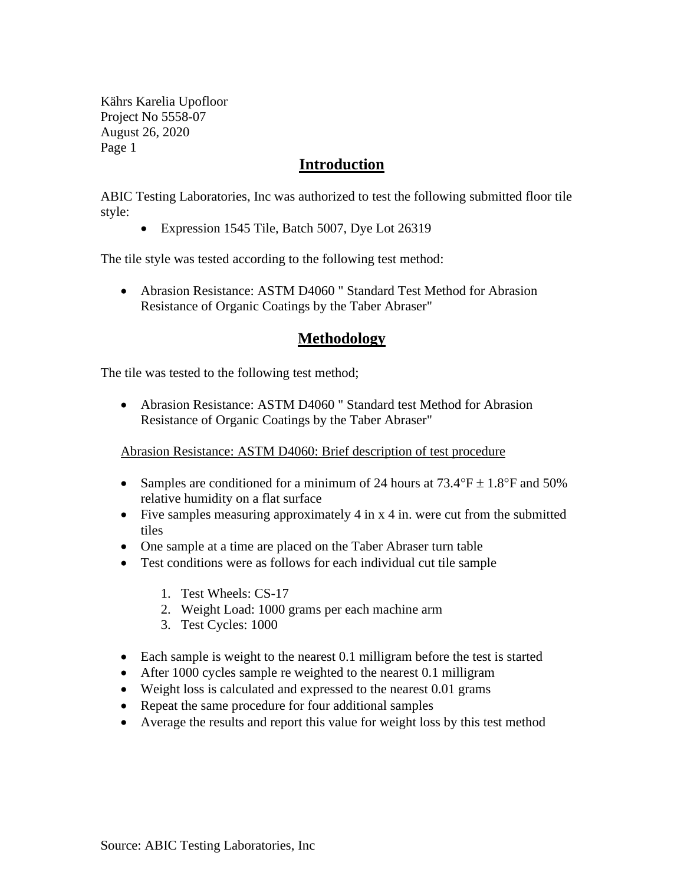Kährs Karelia Upofloor
Project No 5558-07
August 26, 2020
Page 1

## Introduction

ABIC Testing Laboratories, Inc was authorized to test the following submitted floor tile style:

- Expression 1545 Tile, Batch 5007, Dye Lot 26319

The tile style was tested according to the following test method:

- Abrasion Resistance: ASTM D4060 " Standard Test Method for Abrasion Resistance of Organic Coatings by the Taber Abraser"

## Methodology

The tile was tested to the following test method;

- Abrasion Resistance: ASTM D4060 " Standard test Method for Abrasion Resistance of Organic Coatings by the Taber Abraser"

Abrasion Resistance: ASTM D4060: Brief description of test procedure

- Samples are conditioned for a minimum of 24 hours at 73.4°F ± 1.8°F and 50% relative humidity on a flat surface
- Five samples measuring approximately 4 in x 4 in. were cut from the submitted tiles
- One sample at a time are placed on the Taber Abraser turn table
- Test conditions were as follows for each individual cut tile sample

  1. Test Wheels: CS-17
  2. Weight Load: 1000 grams per each machine arm
  3. Test Cycles: 1000

- Each sample is weight to the nearest 0.1 milligram before the test is started
- After 1000 cycles sample re weighted to the nearest 0.1 milligram
- Weight loss is calculated and expressed to the nearest 0.01 grams
- Repeat the same procedure for four additional samples
- Average the results and report this value for weight loss by this test method

Source: ABIC Testing Laboratories, Inc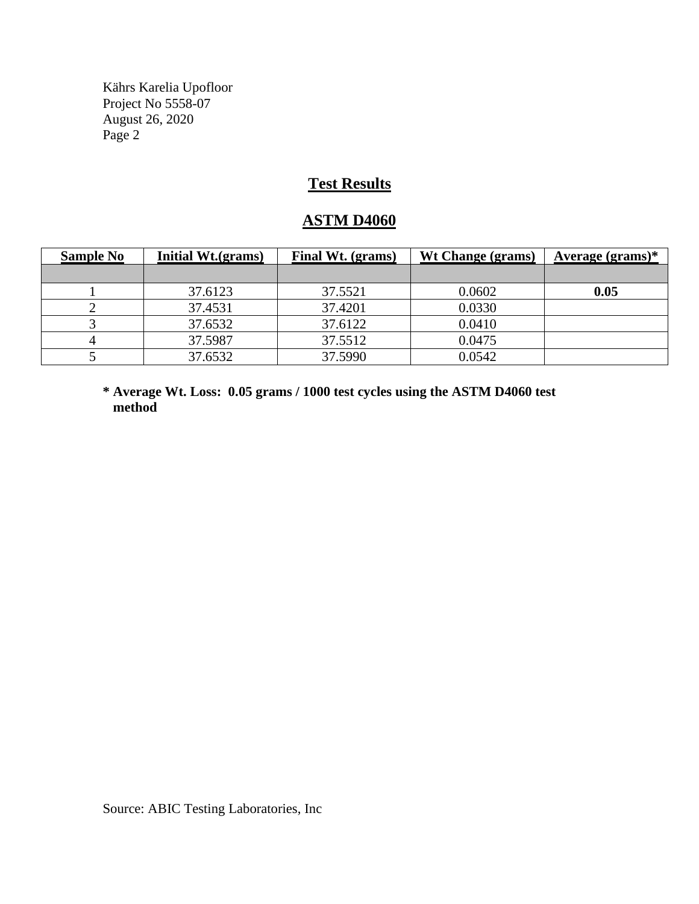Kährs Karelia Upofloor
Project No 5558-07
August 26, 2020
Page 2

## Test Results

## ASTM D4060

| Sample No | Initial Wt.(grams) | Final Wt. (grams) | Wt Change (grams) | Average (grams)* |
|---|---|---|---|---|
| | | | | |
| 1 | 37.6123 | 37.5521 | 0.0602 | **0.05** |
| 2 | 37.4531 | 37.4201 | 0.0330 | |
| 3 | 37.6532 | 37.6122 | 0.0410 | |
| 4 | 37.5987 | 37.5512 | 0.0475 | |
| 5 | 37.6532 | 37.5990 | 0.0542 | |

**\* Average Wt. Loss: 0.05 grams / 1000 test cycles using the ASTM D4060 test method**

Source: ABIC Testing Laboratories, Inc